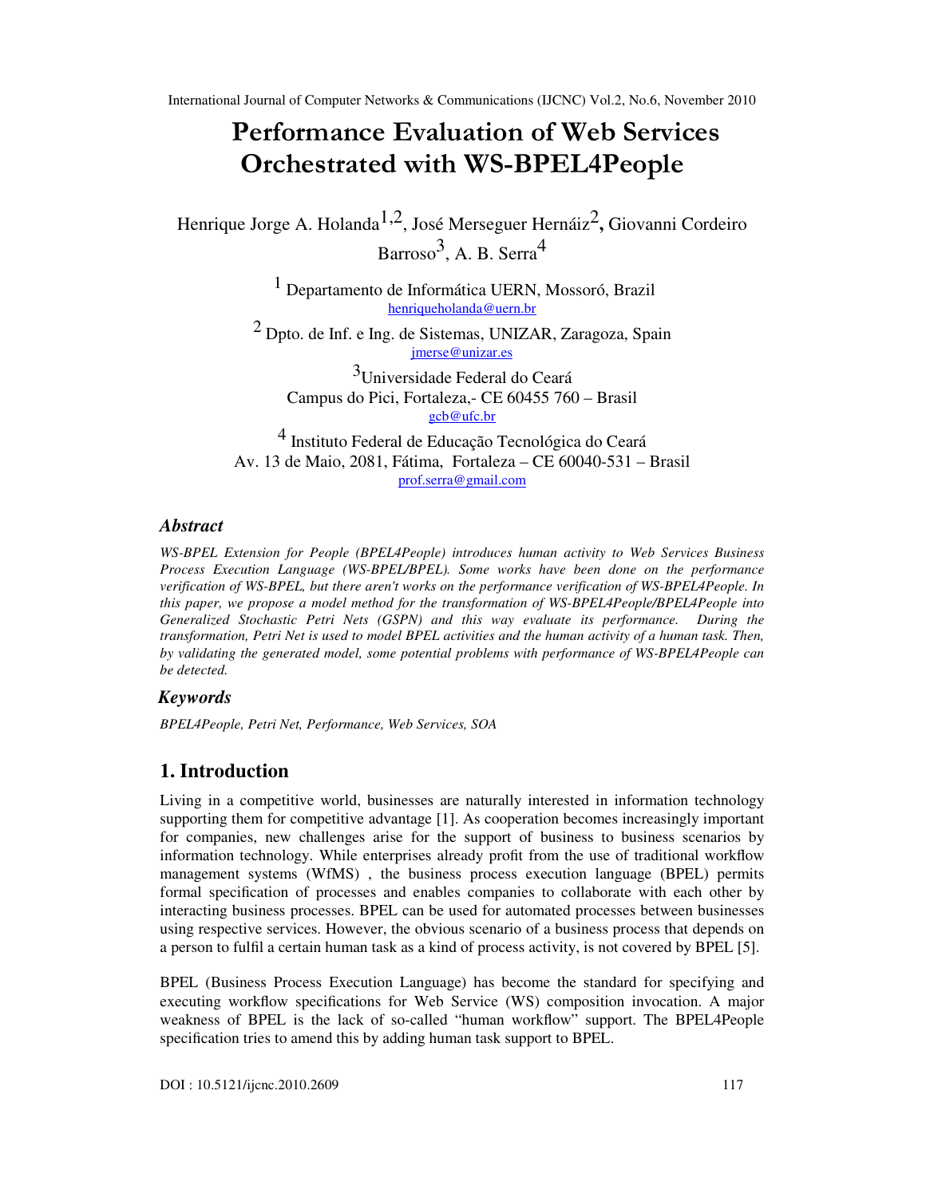# Performance Evaluation of Web Services Orchestrated with WS-BPEL4People

Henrique Jorge A. Holanda[1,2], José Merseguer Hernáiz[2], Giovanni Cordeiro Barroso[3], A. B. Serra[4]

[1] Departamento de Informática UERN, Mossoró, Brazil
henriqueholanda@uern.br

[2] Dpto. de Inf. e Ing. de Sistemas, UNIZAR, Zaragoza, Spain
jmerse@unizar.es

[3] Universidade Federal do Ceará
Campus do Pici, Fortaleza,- CE 60455 760 – Brasil
gcb@ufc.br

[4] Instituto Federal de Educação Tecnológica do Ceará
Av. 13 de Maio, 2081, Fátima, Fortaleza – CE 60040-531 – Brasil
prof.serra@gmail.com

## *Abstract*

*WS-BPEL Extension for People (BPEL4People) introduces human activity to Web Services Business Process Execution Language (WS-BPEL/BPEL). Some works have been done on the performance verification of WS-BPEL, but there aren't works on the performance verification of WS-BPEL4People. In this paper, we propose a model method for the transformation of WS-BPEL4People/BPEL4People into Generalized Stochastic Petri Nets (GSPN) and this way evaluate its performance. During the transformation, Petri Net is used to model BPEL activities and the human activity of a human task. Then, by validating the generated model, some potential problems with performance of WS-BPEL4People can be detected.*

## *Keywords*

*BPEL4People, Petri Net, Performance, Web Services, SOA*

## 1. Introduction

Living in a competitive world, businesses are naturally interested in information technology supporting them for competitive advantage [1]. As cooperation becomes increasingly important for companies, new challenges arise for the support of business to business scenarios by information technology. While enterprises already profit from the use of traditional workflow management systems (WfMS) , the business process execution language (BPEL) permits formal specification of processes and enables companies to collaborate with each other by interacting business processes. BPEL can be used for automated processes between businesses using respective services. However, the obvious scenario of a business process that depends on a person to fulfil a certain human task as a kind of process activity, is not covered by BPEL [5].

BPEL (Business Process Execution Language) has become the standard for specifying and executing workflow specifications for Web Service (WS) composition invocation. A major weakness of BPEL is the lack of so-called "human workflow" support. The BPEL4People specification tries to amend this by adding human task support to BPEL.

DOI : 10.5121/ijcnc.2010.2609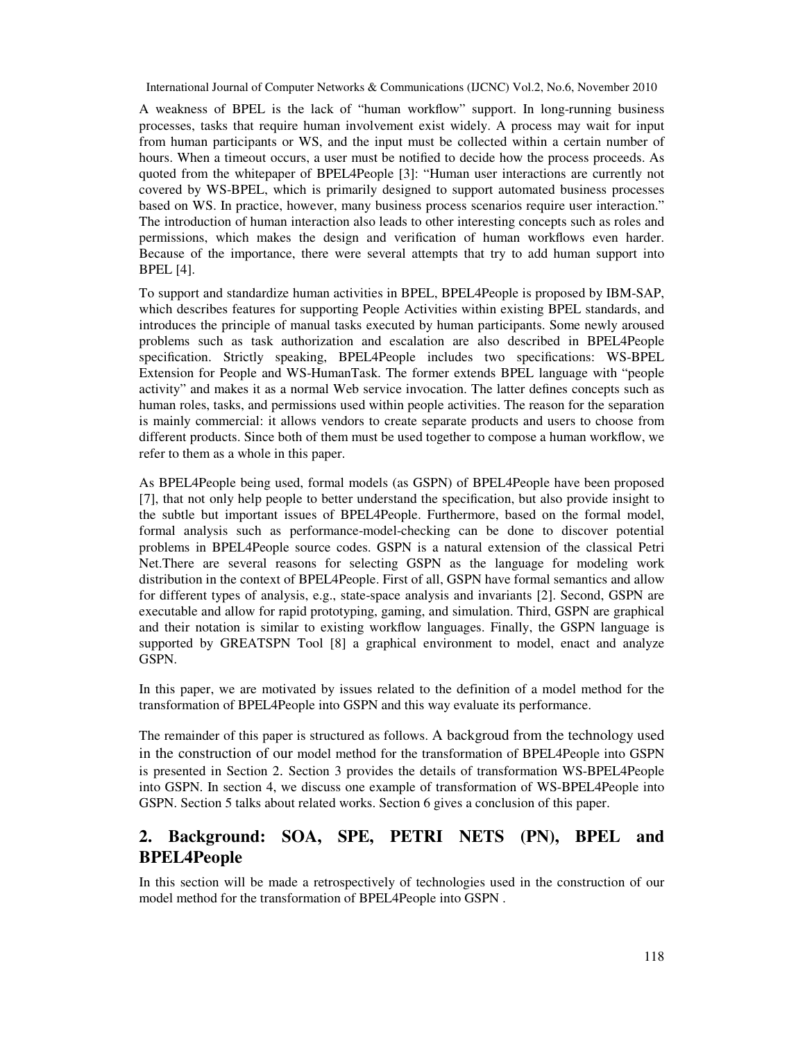A weakness of BPEL is the lack of "human workflow" support. In long-running business processes, tasks that require human involvement exist widely. A process may wait for input from human participants or WS, and the input must be collected within a certain number of hours. When a timeout occurs, a user must be notified to decide how the process proceeds. As quoted from the whitepaper of BPEL4People [3]: "Human user interactions are currently not covered by WS-BPEL, which is primarily designed to support automated business processes based on WS. In practice, however, many business process scenarios require user interaction." The introduction of human interaction also leads to other interesting concepts such as roles and permissions, which makes the design and verification of human workflows even harder. Because of the importance, there were several attempts that try to add human support into BPEL [4].

To support and standardize human activities in BPEL, BPEL4People is proposed by IBM-SAP, which describes features for supporting People Activities within existing BPEL standards, and introduces the principle of manual tasks executed by human participants. Some newly aroused problems such as task authorization and escalation are also described in BPEL4People specification. Strictly speaking, BPEL4People includes two specifications: WS-BPEL Extension for People and WS-HumanTask. The former extends BPEL language with "people activity" and makes it as a normal Web service invocation. The latter defines concepts such as human roles, tasks, and permissions used within people activities. The reason for the separation is mainly commercial: it allows vendors to create separate products and users to choose from different products. Since both of them must be used together to compose a human workflow, we refer to them as a whole in this paper.

As BPEL4People being used, formal models (as GSPN) of BPEL4People have been proposed [7], that not only help people to better understand the specification, but also provide insight to the subtle but important issues of BPEL4People. Furthermore, based on the formal model, formal analysis such as performance-model-checking can be done to discover potential problems in BPEL4People source codes. GSPN is a natural extension of the classical Petri Net.There are several reasons for selecting GSPN as the language for modeling work distribution in the context of BPEL4People. First of all, GSPN have formal semantics and allow for different types of analysis, e.g., state-space analysis and invariants [2]. Second, GSPN are executable and allow for rapid prototyping, gaming, and simulation. Third, GSPN are graphical and their notation is similar to existing workflow languages. Finally, the GSPN language is supported by GREATSPN Tool [8] a graphical environment to model, enact and analyze GSPN.

In this paper, we are motivated by issues related to the definition of a model method for the transformation of BPEL4People into GSPN and this way evaluate its performance.

The remainder of this paper is structured as follows. A backgroud from the technology used in the construction of our model method for the transformation of BPEL4People into GSPN is presented in Section 2. Section 3 provides the details of transformation WS-BPEL4People into GSPN. In section 4, we discuss one example of transformation of WS-BPEL4People into GSPN. Section 5 talks about related works. Section 6 gives a conclusion of this paper.

## 2. Background: SOA, SPE, PETRI NETS (PN), BPEL and BPEL4People

In this section will be made a retrospectively of technologies used in the construction of our model method for the transformation of BPEL4People into GSPN .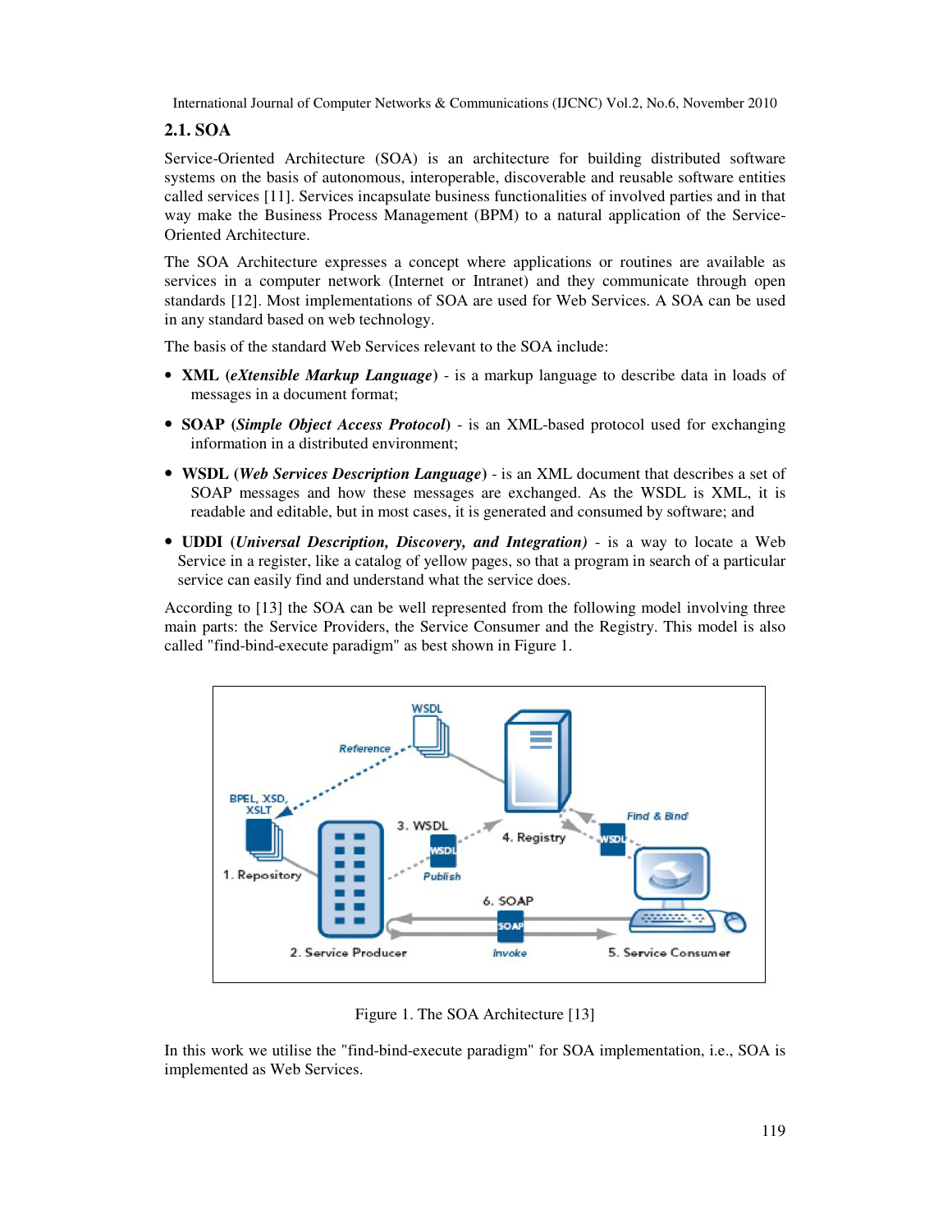## 2.1. SOA

Service-Oriented Architecture (SOA) is an architecture for building distributed software systems on the basis of autonomous, interoperable, discoverable and reusable software entities called services [11]. Services incapsulate business functionalities of involved parties and in that way make the Business Process Management (BPM) to a natural application of the Service-Oriented Architecture.

The SOA Architecture expresses a concept where applications or routines are available as services in a computer network (Internet or Intranet) and they communicate through open standards [12]. Most implementations of SOA are used for Web Services. A SOA can be used in any standard based on web technology.

The basis of the standard Web Services relevant to the SOA include:

- **XML (*eXtensible Markup Language*)** - is a markup language to describe data in loads of messages in a document format;
- **SOAP (*Simple Object Access Protocol*)** - is an XML-based protocol used for exchanging information in a distributed environment;
- **WSDL (*Web Services Description Language*)** - is an XML document that describes a set of SOAP messages and how these messages are exchanged. As the WSDL is XML, it is readable and editable, but in most cases, it is generated and consumed by software; and
- **UDDI (*Universal Description, Discovery, and Integration*)** - is a way to locate a Web Service in a register, like a catalog of yellow pages, so that a program in search of a particular service can easily find and understand what the service does.

According to [13] the SOA can be well represented from the following model involving three main parts: the Service Providers, the Service Consumer and the Registry. This model is also called "find-bind-execute paradigm" as best shown in Figure 1.

Figure 1. The SOA Architecture [13]

In this work we utilise the "find-bind-execute paradigm" for SOA implementation, i.e., SOA is implemented as Web Services.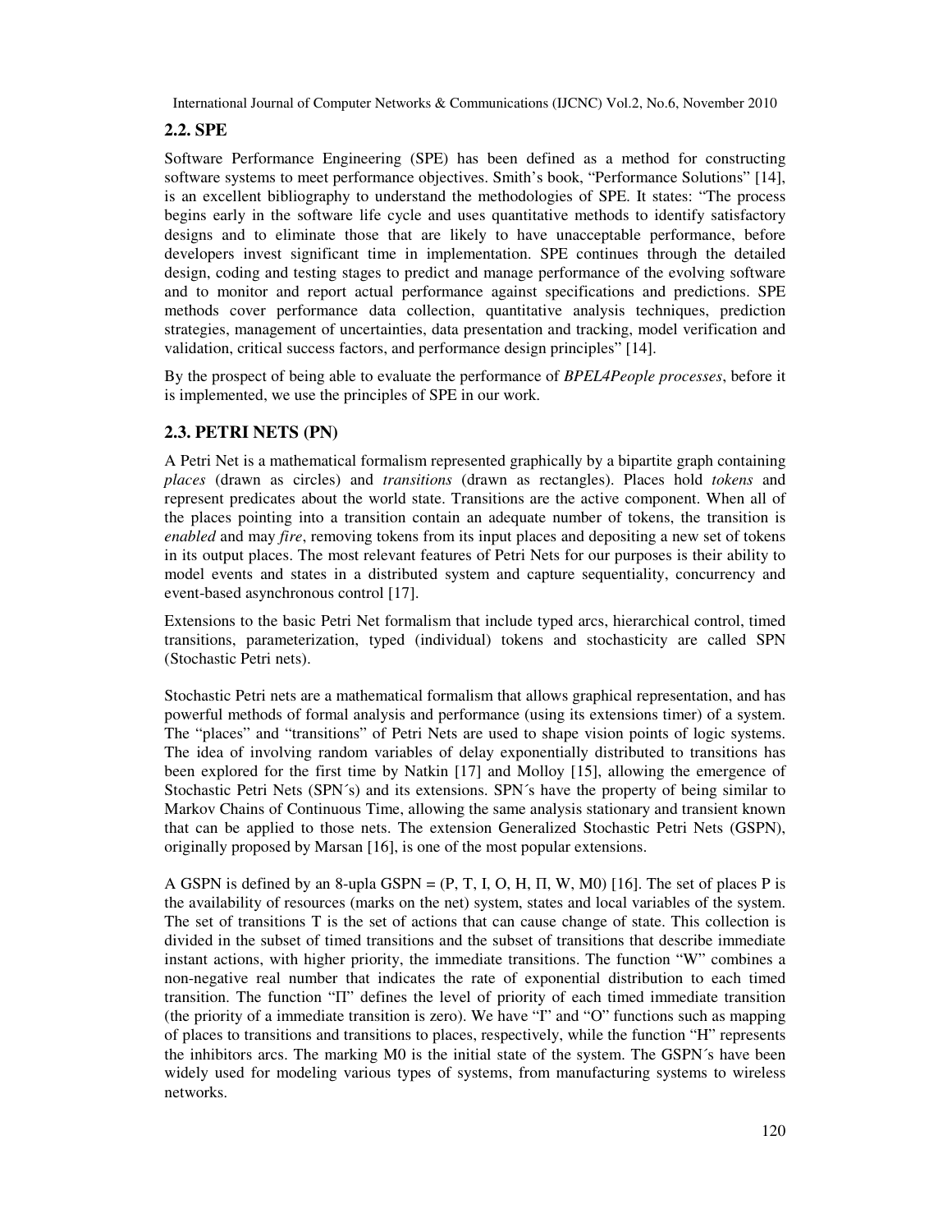## 2.2. SPE

Software Performance Engineering (SPE) has been defined as a method for constructing software systems to meet performance objectives. Smith's book, "Performance Solutions" [14], is an excellent bibliography to understand the methodologies of SPE. It states: "The process begins early in the software life cycle and uses quantitative methods to identify satisfactory designs and to eliminate those that are likely to have unacceptable performance, before developers invest significant time in implementation. SPE continues through the detailed design, coding and testing stages to predict and manage performance of the evolving software and to monitor and report actual performance against specifications and predictions. SPE methods cover performance data collection, quantitative analysis techniques, prediction strategies, management of uncertainties, data presentation and tracking, model verification and validation, critical success factors, and performance design principles" [14].

By the prospect of being able to evaluate the performance of *BPEL4People processes*, before it is implemented, we use the principles of SPE in our work.

## 2.3. PETRI NETS (PN)

A Petri Net is a mathematical formalism represented graphically by a bipartite graph containing *places* (drawn as circles) and *transitions* (drawn as rectangles). Places hold *tokens* and represent predicates about the world state. Transitions are the active component. When all of the places pointing into a transition contain an adequate number of tokens, the transition is *enabled* and may *fire*, removing tokens from its input places and depositing a new set of tokens in its output places. The most relevant features of Petri Nets for our purposes is their ability to model events and states in a distributed system and capture sequentiality, concurrency and event-based asynchronous control [17].

Extensions to the basic Petri Net formalism that include typed arcs, hierarchical control, timed transitions, parameterization, typed (individual) tokens and stochasticity are called SPN (Stochastic Petri nets).

Stochastic Petri nets are a mathematical formalism that allows graphical representation, and has powerful methods of formal analysis and performance (using its extensions timer) of a system. The "places" and "transitions" of Petri Nets are used to shape vision points of logic systems. The idea of involving random variables of delay exponentially distributed to transitions has been explored for the first time by Natkin [17] and Molloy [15], allowing the emergence of Stochastic Petri Nets (SPN´s) and its extensions. SPN´s have the property of being similar to Markov Chains of Continuous Time, allowing the same analysis stationary and transient known that can be applied to those nets. The extension Generalized Stochastic Petri Nets (GSPN), originally proposed by Marsan [16], is one of the most popular extensions.

A GSPN is defined by an 8-upla GSPN = (P, T, I, O, H, Π, W, M0) [16]. The set of places P is the availability of resources (marks on the net) system, states and local variables of the system. The set of transitions T is the set of actions that can cause change of state. This collection is divided in the subset of timed transitions and the subset of transitions that describe immediate instant actions, with higher priority, the immediate transitions. The function "W" combines a non-negative real number that indicates the rate of exponential distribution to each timed transition. The function "Π" defines the level of priority of each timed immediate transition (the priority of a immediate transition is zero). We have "I" and "O" functions such as mapping of places to transitions and transitions to places, respectively, while the function "H" represents the inhibitors arcs. The marking M0 is the initial state of the system. The GSPN´s have been widely used for modeling various types of systems, from manufacturing systems to wireless networks.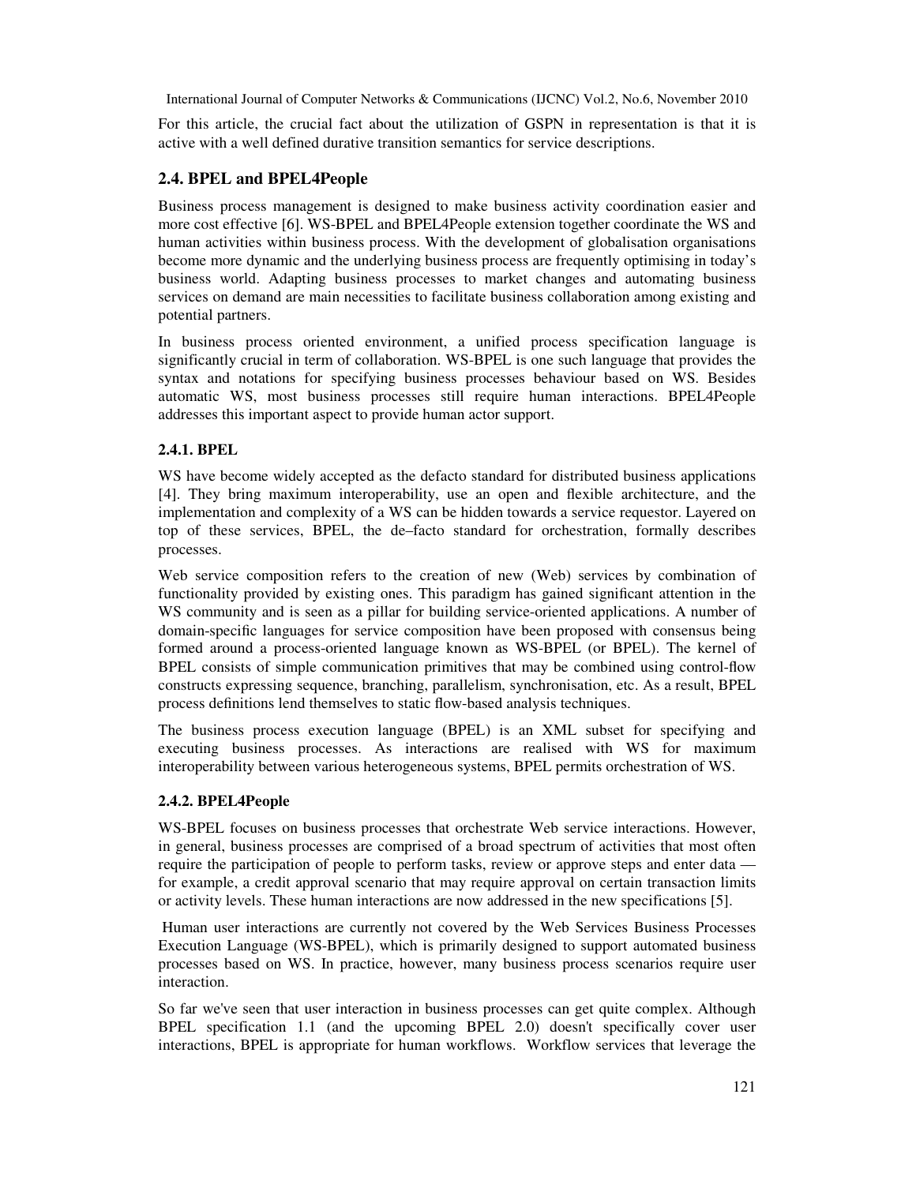For this article, the crucial fact about the utilization of GSPN in representation is that it is active with a well defined durative transition semantics for service descriptions.

## 2.4. BPEL and BPEL4People

Business process management is designed to make business activity coordination easier and more cost effective [6]. WS-BPEL and BPEL4People extension together coordinate the WS and human activities within business process. With the development of globalisation organisations become more dynamic and the underlying business process are frequently optimising in today's business world. Adapting business processes to market changes and automating business services on demand are main necessities to facilitate business collaboration among existing and potential partners.

In business process oriented environment, a unified process specification language is significantly crucial in term of collaboration. WS-BPEL is one such language that provides the syntax and notations for specifying business processes behaviour based on WS. Besides automatic WS, most business processes still require human interactions. BPEL4People addresses this important aspect to provide human actor support.

### 2.4.1. BPEL

WS have become widely accepted as the defacto standard for distributed business applications [4]. They bring maximum interoperability, use an open and flexible architecture, and the implementation and complexity of a WS can be hidden towards a service requestor. Layered on top of these services, BPEL, the de–facto standard for orchestration, formally describes processes.

Web service composition refers to the creation of new (Web) services by combination of functionality provided by existing ones. This paradigm has gained significant attention in the WS community and is seen as a pillar for building service-oriented applications. A number of domain-specific languages for service composition have been proposed with consensus being formed around a process-oriented language known as WS-BPEL (or BPEL). The kernel of BPEL consists of simple communication primitives that may be combined using control-flow constructs expressing sequence, branching, parallelism, synchronisation, etc. As a result, BPEL process definitions lend themselves to static flow-based analysis techniques.

The business process execution language (BPEL) is an XML subset for specifying and executing business processes. As interactions are realised with WS for maximum interoperability between various heterogeneous systems, BPEL permits orchestration of WS.

### 2.4.2. BPEL4People

WS-BPEL focuses on business processes that orchestrate Web service interactions. However, in general, business processes are comprised of a broad spectrum of activities that most often require the participation of people to perform tasks, review or approve steps and enter data — for example, a credit approval scenario that may require approval on certain transaction limits or activity levels. These human interactions are now addressed in the new specifications [5].

Human user interactions are currently not covered by the Web Services Business Processes Execution Language (WS-BPEL), which is primarily designed to support automated business processes based on WS. In practice, however, many business process scenarios require user interaction.

So far we've seen that user interaction in business processes can get quite complex. Although BPEL specification 1.1 (and the upcoming BPEL 2.0) doesn't specifically cover user interactions, BPEL is appropriate for human workflows. Workflow services that leverage the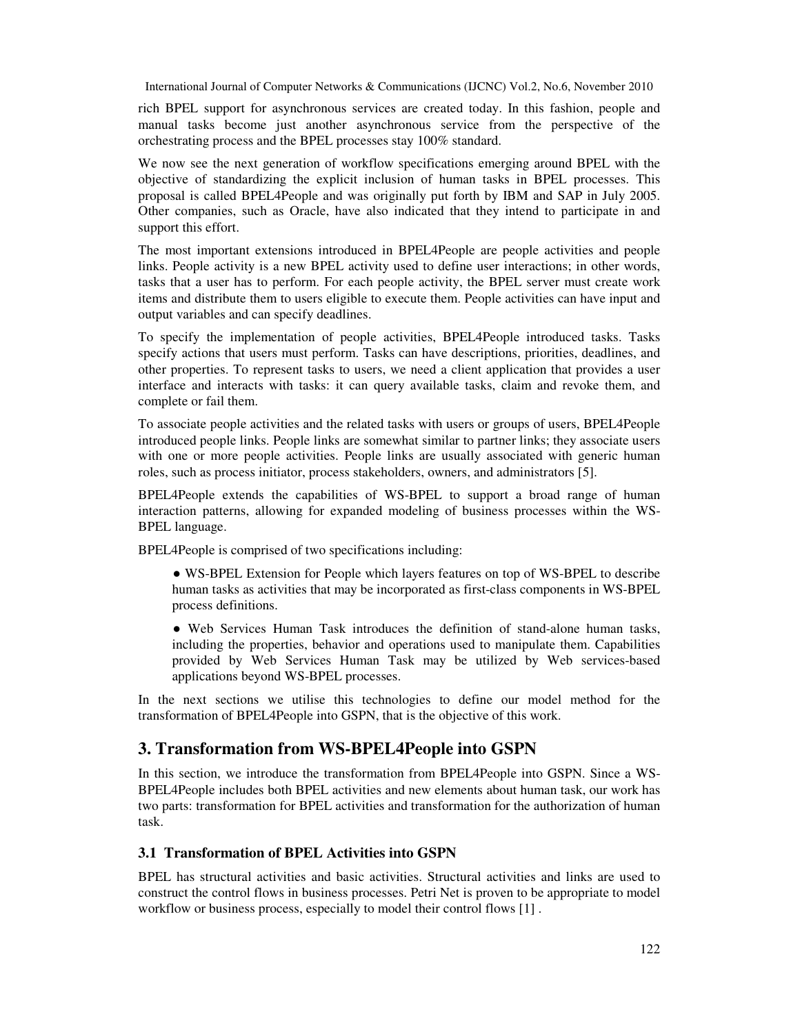rich BPEL support for asynchronous services are created today. In this fashion, people and manual tasks become just another asynchronous service from the perspective of the orchestrating process and the BPEL processes stay 100% standard.

We now see the next generation of workflow specifications emerging around BPEL with the objective of standardizing the explicit inclusion of human tasks in BPEL processes. This proposal is called BPEL4People and was originally put forth by IBM and SAP in July 2005. Other companies, such as Oracle, have also indicated that they intend to participate in and support this effort.

The most important extensions introduced in BPEL4People are people activities and people links. People activity is a new BPEL activity used to define user interactions; in other words, tasks that a user has to perform. For each people activity, the BPEL server must create work items and distribute them to users eligible to execute them. People activities can have input and output variables and can specify deadlines.

To specify the implementation of people activities, BPEL4People introduced tasks. Tasks specify actions that users must perform. Tasks can have descriptions, priorities, deadlines, and other properties. To represent tasks to users, we need a client application that provides a user interface and interacts with tasks: it can query available tasks, claim and revoke them, and complete or fail them.

To associate people activities and the related tasks with users or groups of users, BPEL4People introduced people links. People links are somewhat similar to partner links; they associate users with one or more people activities. People links are usually associated with generic human roles, such as process initiator, process stakeholders, owners, and administrators [5].

BPEL4People extends the capabilities of WS-BPEL to support a broad range of human interaction patterns, allowing for expanded modeling of business processes within the WS-BPEL language.

BPEL4People is comprised of two specifications including:

- WS-BPEL Extension for People which layers features on top of WS-BPEL to describe human tasks as activities that may be incorporated as first-class components in WS-BPEL process definitions.
- Web Services Human Task introduces the definition of stand-alone human tasks, including the properties, behavior and operations used to manipulate them. Capabilities provided by Web Services Human Task may be utilized by Web services-based applications beyond WS-BPEL processes.

In the next sections we utilise this technologies to define our model method for the transformation of BPEL4People into GSPN, that is the objective of this work.

## 3. Transformation from WS-BPEL4People into GSPN

In this section, we introduce the transformation from BPEL4People into GSPN. Since a WS-BPEL4People includes both BPEL activities and new elements about human task, our work has two parts: transformation for BPEL activities and transformation for the authorization of human task.

### 3.1 Transformation of BPEL Activities into GSPN

BPEL has structural activities and basic activities. Structural activities and links are used to construct the control flows in business processes. Petri Net is proven to be appropriate to model workflow or business process, especially to model their control flows [1] .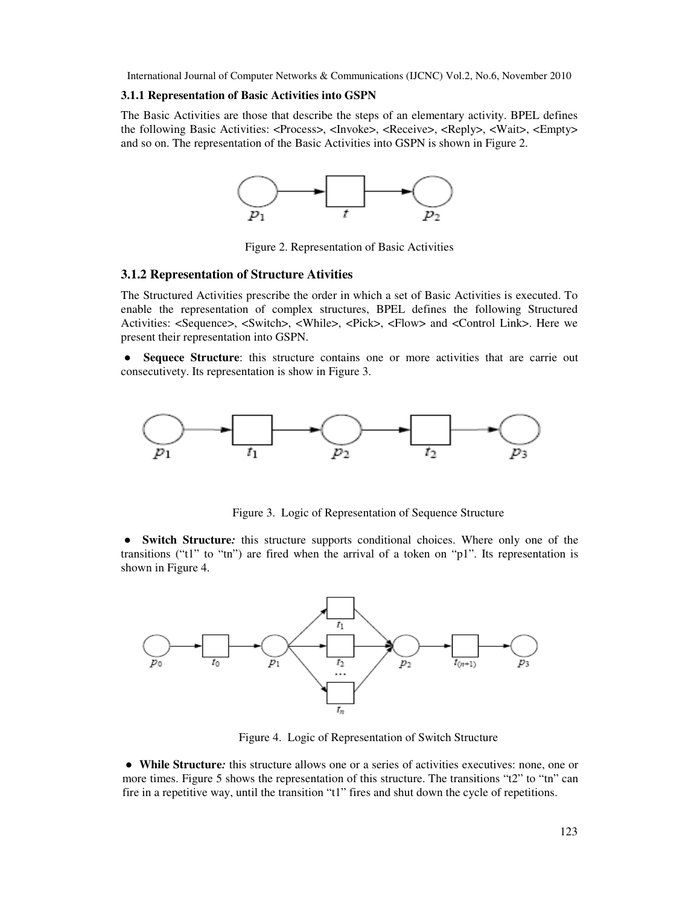### 3.1.1 Representation of Basic Activities into GSPN

The Basic Activities are those that describe the steps of an elementary activity. BPEL defines the following Basic Activities: <Process>, <Invoke>, <Receive>, <Reply>, <Wait>, <Empty> and so on. The representation of the Basic Activities into GSPN is shown in Figure 2.

Figure 2. Representation of Basic Activities

### 3.1.2 Representation of Structure Ativities

The Structured Activities prescribe the order in which a set of Basic Activities is executed. To enable the representation of complex structures, BPEL defines the following Structured Activities: <Sequence>, <Switch>, <While>, <Pick>, <Flow> and <Control Link>. Here we present their representation into GSPN.

- **Sequece Structure**: this structure contains one or more activities that are carrie out consecutivety. Its representation is show in Figure 3.

Figure 3. Logic of Representation of Sequence Structure

- **Switch Structure***:* this structure supports conditional choices. Where only one of the transitions ("t1" to "tn") are fired when the arrival of a token on "p1". Its representation is shown in Figure 4.

Figure 4. Logic of Representation of Switch Structure

- **While Structure***:* this structure allows one or a series of activities executives: none, one or more times. Figure 5 shows the representation of this structure. The transitions "t2" to "tn" can fire in a repetitive way, until the transition "t1" fires and shut down the cycle of repetitions.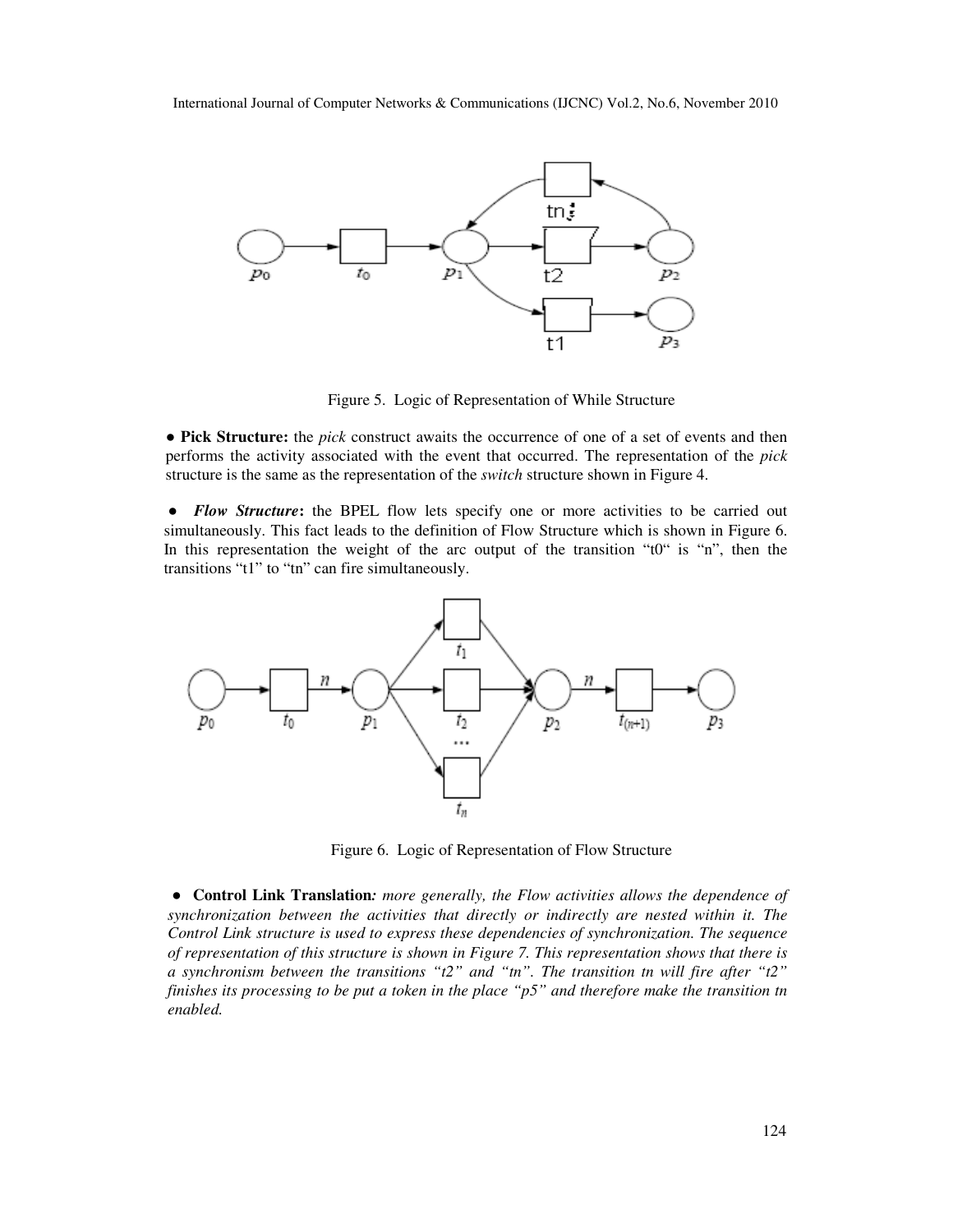Figure 5. Logic of Representation of While Structure

● **Pick Structure:** the *pick* construct awaits the occurrence of one of a set of events and then performs the activity associated with the event that occurred. The representation of the *pick* structure is the same as the representation of the *switch* structure shown in Figure 4.

● ***Flow Structure*:** the BPEL flow lets specify one or more activities to be carried out simultaneously. This fact leads to the definition of Flow Structure which is shown in Figure 6. In this representation the weight of the arc output of the transition "t0" is "n", then the transitions "t1" to "tn" can fire simultaneously.

Figure 6. Logic of Representation of Flow Structure

● **Control Link Translation***: more generally, the Flow activities allows the dependence of synchronization between the activities that directly or indirectly are nested within it. The Control Link structure is used to express these dependencies of synchronization. The sequence of representation of this structure is shown in Figure 7. This representation shows that there is a synchronism between the transitions "t2" and "tn". The transition tn will fire after "t2" finishes its processing to be put a token in the place "p5" and therefore make the transition tn enabled.*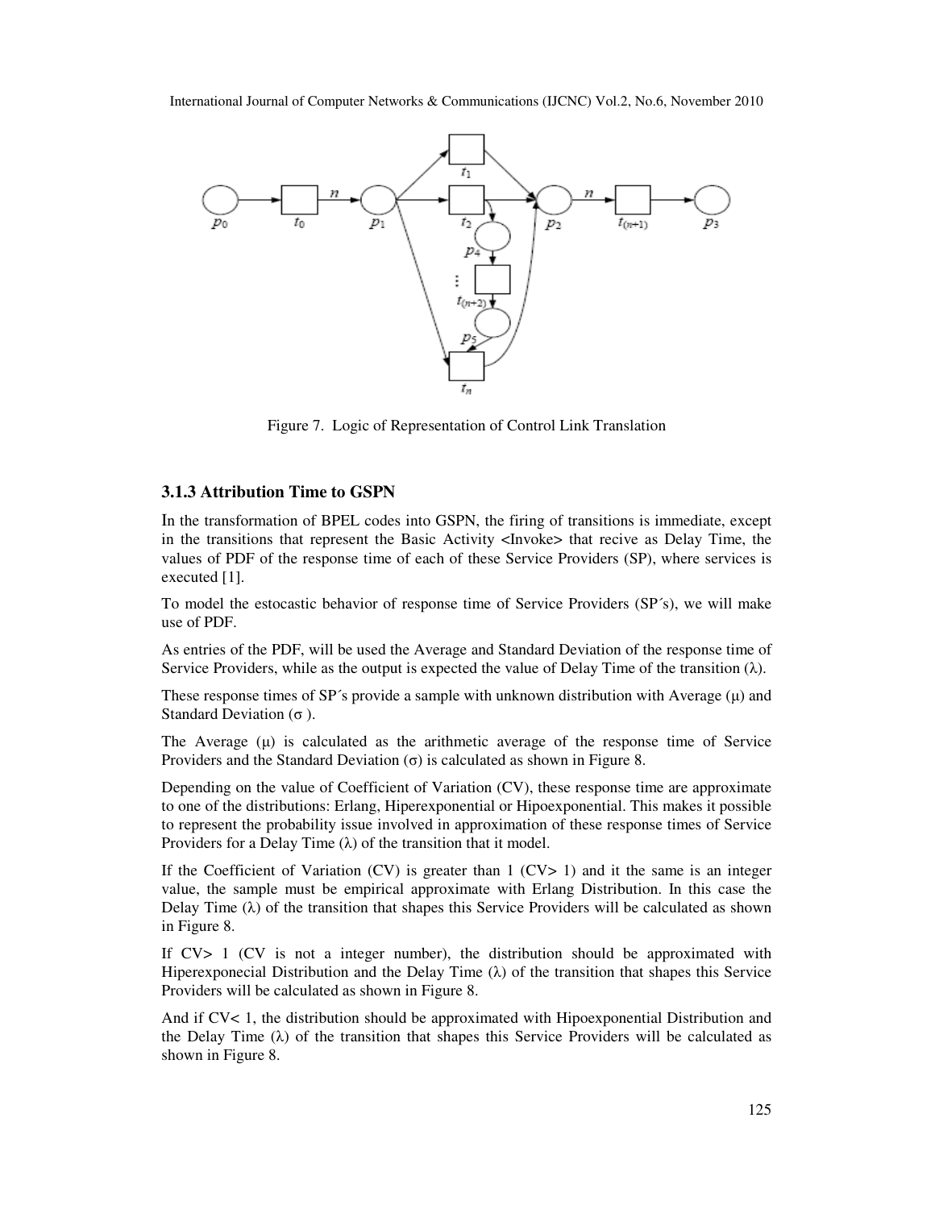Figure 7. Logic of Representation of Control Link Translation

### 3.1.3 Attribution Time to GSPN

In the transformation of BPEL codes into GSPN, the firing of transitions is immediate, except in the transitions that represent the Basic Activity <Invoke> that recive as Delay Time, the values of PDF of the response time of each of these Service Providers (SP), where services is executed [1].

To model the estocastic behavior of response time of Service Providers (SP´s), we will make use of PDF.

As entries of the PDF, will be used the Average and Standard Deviation of the response time of Service Providers, while as the output is expected the value of Delay Time of the transition (λ).

These response times of SP´s provide a sample with unknown distribution with Average (μ) and Standard Deviation (σ ).

The Average (μ) is calculated as the arithmetic average of the response time of Service Providers and the Standard Deviation (σ) is calculated as shown in Figure 8.

Depending on the value of Coefficient of Variation (CV), these response time are approximate to one of the distributions: Erlang, Hiperexponential or Hipoexponential. This makes it possible to represent the probability issue involved in approximation of these response times of Service Providers for a Delay Time (λ) of the transition that it model.

If the Coefficient of Variation (CV) is greater than 1 (CV> 1) and it the same is an integer value, the sample must be empirical approximate with Erlang Distribution. In this case the Delay Time (λ) of the transition that shapes this Service Providers will be calculated as shown in Figure 8.

If CV> 1 (CV is not a integer number), the distribution should be approximated with Hiperexponecial Distribution and the Delay Time (λ) of the transition that shapes this Service Providers will be calculated as shown in Figure 8.

And if CV< 1, the distribution should be approximated with Hipoexponential Distribution and the Delay Time (λ) of the transition that shapes this Service Providers will be calculated as shown in Figure 8.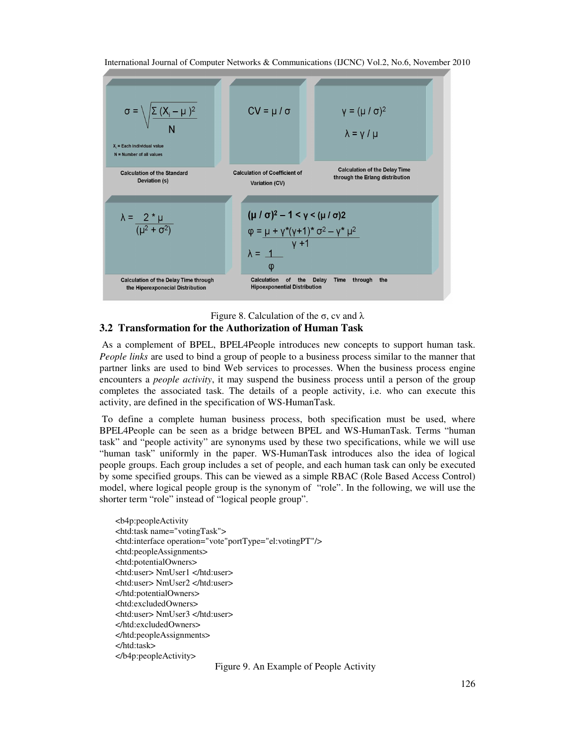$$\sigma = \sqrt{\frac{\Sigma (X_i - \mu)^2}{N}}$$

$X_i$ = Each individual value

N = Number of all values

Calculation of the Standard Deviation (s)

$$CV = \mu / \sigma$$

Calculation of Coefficient of Variation (CV)

$$\gamma = (\mu / \sigma)^2$$

$$\lambda = \gamma / \mu$$

Calculation of the Delay Time through the Erlang distribution

$$\lambda = \frac{2 * \mu}{(\mu^2 + \sigma^2)}$$

Calculation of the Delay Time through the Hiperexponecial Distribution

$$(\mu / \sigma)^2 - 1 < \gamma < (\mu / \sigma)2$$

$$\varphi = \frac{\mu + \gamma^*(\gamma+1)^* \sigma^2 - \gamma^* \mu^2}{\gamma + 1}$$

$$\lambda = \frac{1}{\varphi}$$

Calculation of the Delay Time through the Hipoexponential Distribution

Figure 8. Calculation of the σ, cv and λ

### 3.2 Transformation for the Authorization of Human Task

As a complement of BPEL, BPEL4People introduces new concepts to support human task. *People links* are used to bind a group of people to a business process similar to the manner that partner links are used to bind Web services to processes. When the business process engine encounters a *people activity*, it may suspend the business process until a person of the group completes the associated task. The details of a people activity, i.e. who can execute this activity, are defined in the specification of WS-HumanTask.

To define a complete human business process, both specification must be used, where BPEL4People can be seen as a bridge between BPEL and WS-HumanTask. Terms "human task" and "people activity" are synonyms used by these two specifications, while we will use "human task" uniformly in the paper. WS-HumanTask introduces also the idea of logical people groups. Each group includes a set of people, and each human task can only be executed by some specified groups. This can be viewed as a simple RBAC (Role Based Access Control) model, where logical people group is the synonym of "role". In the following, we will use the shorter term "role" instead of "logical people group".

```
<b4p:peopleActivity
<htd:task name="votingTask">
<htd:interface operation="vote"portType="el:votingPT"/>
<htd:peopleAssignments>
<htd:potentialOwners>
<htd:user> NmUser1 </htd:user>
<htd:user> NmUser2 </htd:user>
</htd:potentialOwners>
<htd:excludedOwners>
<htd:user> NmUser3 </htd:user>
</htd:excludedOwners>
</htd:peopleAssignments>
</htd:task>
</b4p:peopleActivity>
```

Figure 9. An Example of People Activity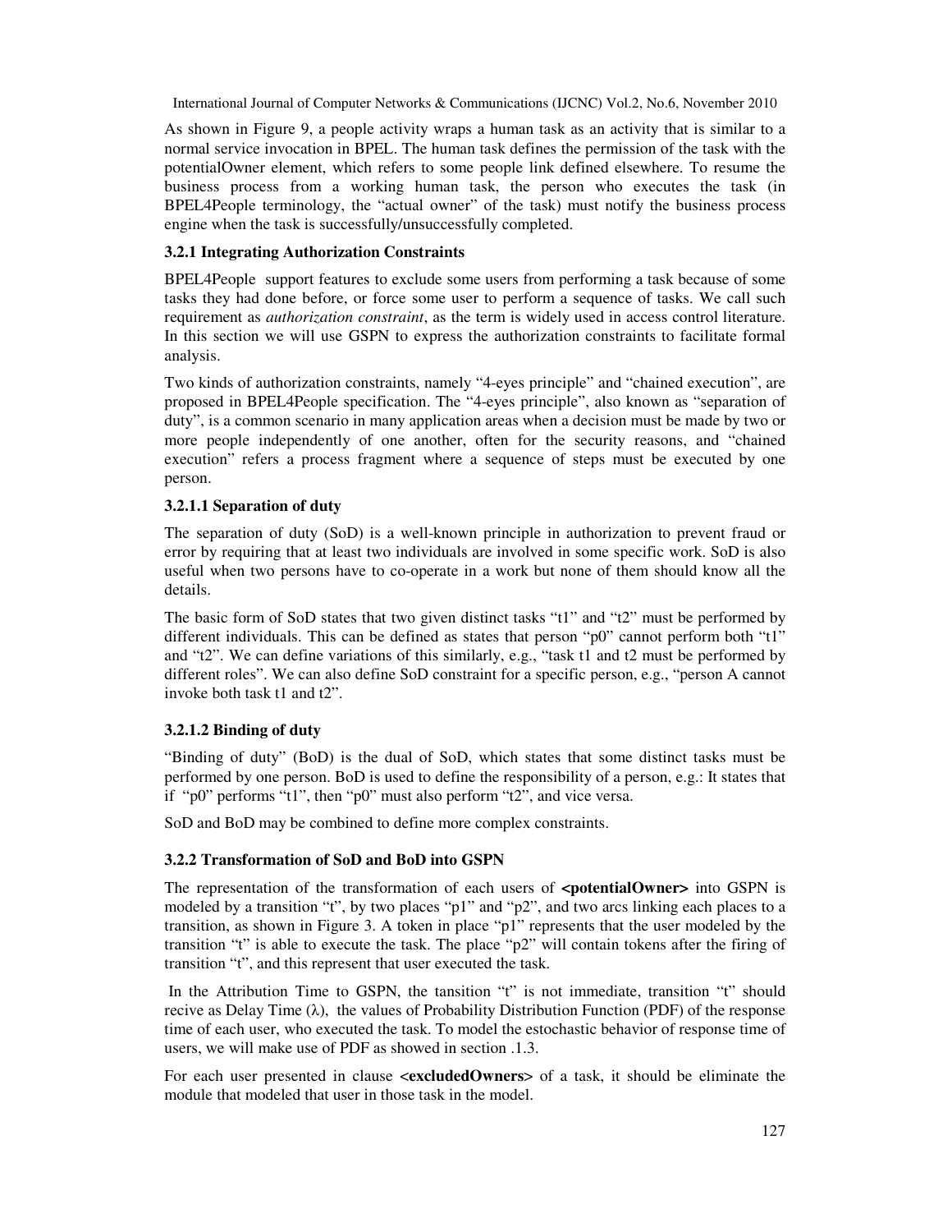As shown in Figure 9, a people activity wraps a human task as an activity that is similar to a normal service invocation in BPEL. The human task defines the permission of the task with the potentialOwner element, which refers to some people link defined elsewhere. To resume the business process from a working human task, the person who executes the task (in BPEL4People terminology, the "actual owner" of the task) must notify the business process engine when the task is successfully/unsuccessfully completed.

### 3.2.1 Integrating Authorization Constraints

BPEL4People support features to exclude some users from performing a task because of some tasks they had done before, or force some user to perform a sequence of tasks. We call such requirement as *authorization constraint*, as the term is widely used in access control literature. In this section we will use GSPN to express the authorization constraints to facilitate formal analysis.

Two kinds of authorization constraints, namely "4-eyes principle" and "chained execution", are proposed in BPEL4People specification. The "4-eyes principle", also known as "separation of duty", is a common scenario in many application areas when a decision must be made by two or more people independently of one another, often for the security reasons, and "chained execution" refers a process fragment where a sequence of steps must be executed by one person.

#### 3.2.1.1 Separation of duty

The separation of duty (SoD) is a well-known principle in authorization to prevent fraud or error by requiring that at least two individuals are involved in some specific work. SoD is also useful when two persons have to co-operate in a work but none of them should know all the details.

The basic form of SoD states that two given distinct tasks "t1" and "t2" must be performed by different individuals. This can be defined as states that person "p0" cannot perform both "t1" and "t2". We can define variations of this similarly, e.g., "task t1 and t2 must be performed by different roles". We can also define SoD constraint for a specific person, e.g., "person A cannot invoke both task t1 and t2".

#### 3.2.1.2 Binding of duty

"Binding of duty" (BoD) is the dual of SoD, which states that some distinct tasks must be performed by one person. BoD is used to define the responsibility of a person, e.g.: It states that if "p0" performs "t1", then "p0" must also perform "t2", and vice versa.

SoD and BoD may be combined to define more complex constraints.

### 3.2.2 Transformation of SoD and BoD into GSPN

The representation of the transformation of each users of **<potentialOwner>** into GSPN is modeled by a transition "t", by two places "p1" and "p2", and two arcs linking each places to a transition, as shown in Figure 3. A token in place "p1" represents that the user modeled by the transition "t" is able to execute the task. The place "p2" will contain tokens after the firing of transition "t", and this represent that user executed the task.

In the Attribution Time to GSPN, the tansition "t" is not immediate, transition "t" should recive as Delay Time ($\lambda$), the values of Probability Distribution Function (PDF) of the response time of each user, who executed the task. To model the estochastic behavior of response time of users, we will make use of PDF as showed in section .1.3.

For each user presented in clause **<excludedOwners>** of a task, it should be eliminate the module that modeled that user in those task in the model.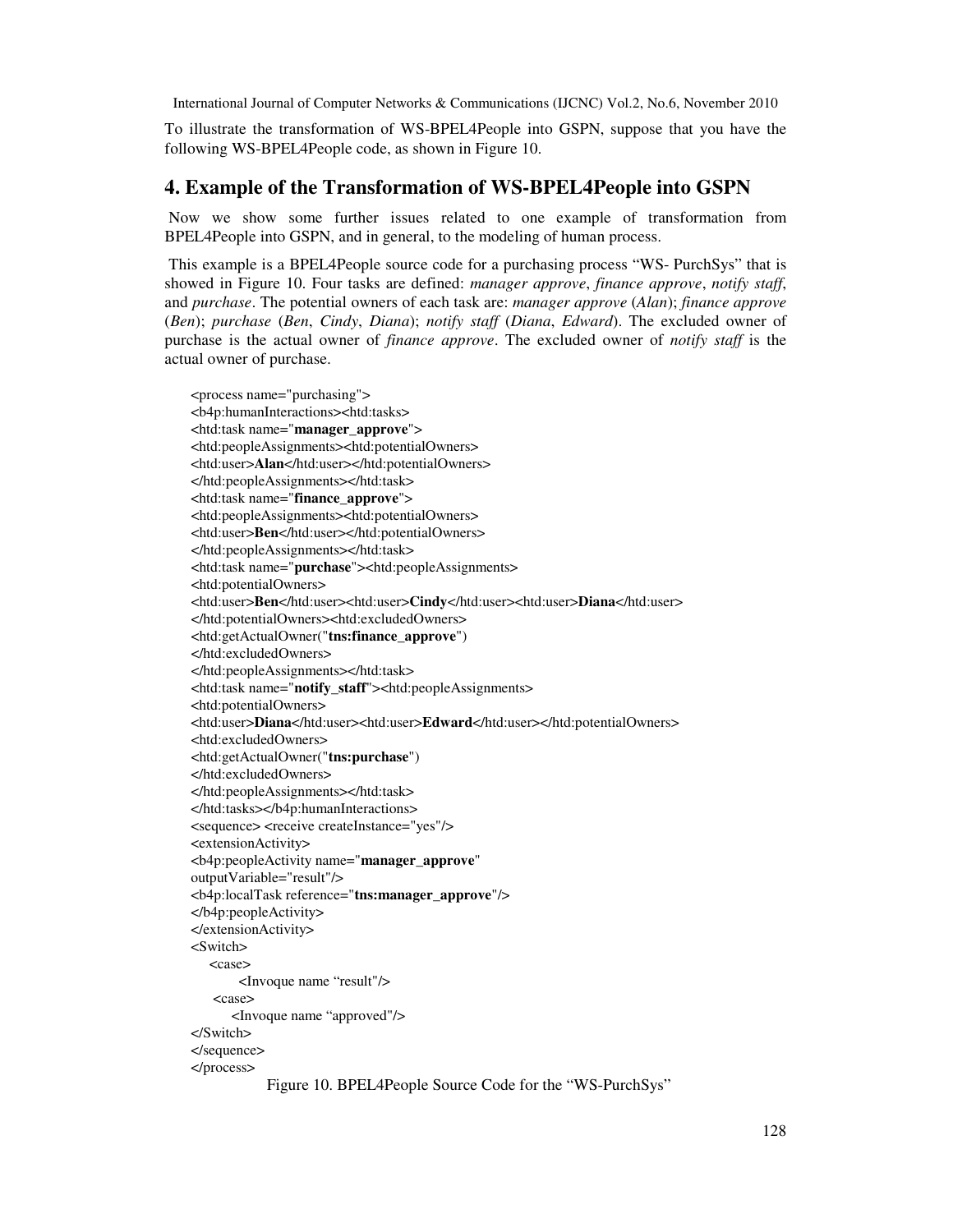To illustrate the transformation of WS-BPEL4People into GSPN, suppose that you have the following WS-BPEL4People code, as shown in Figure 10.

## 4. Example of the Transformation of WS-BPEL4People into GSPN

Now we show some further issues related to one example of transformation from BPEL4People into GSPN, and in general, to the modeling of human process.

This example is a BPEL4People source code for a purchasing process "WS- PurchSys" that is showed in Figure 10. Four tasks are defined: *manager approve*, *finance approve*, *notify staff*, and *purchase*. The potential owners of each task are: *manager approve* (*Alan*); *finance approve* (*Ben*); *purchase* (*Ben*, *Cindy*, *Diana*); *notify staff* (*Diana*, *Edward*). The excluded owner of purchase is the actual owner of *finance approve*. The excluded owner of *notify staff* is the actual owner of purchase.

```
<process name="purchasing">
<b4p:humanInteractions><htd:tasks>
<htd:task name="manager_approve">
<htd:peopleAssignments><htd:potentialOwners>
<htd:user>Alan</htd:user></htd:potentialOwners>
</htd:peopleAssignments></htd:task>
<htd:task name="finance_approve">
<htd:peopleAssignments><htd:potentialOwners>
<htd:user>Ben</htd:user></htd:potentialOwners>
</htd:peopleAssignments></htd:task>
<htd:task name="purchase"><htd:peopleAssignments>
<htd:potentialOwners>
<htd:user>Ben</htd:user><htd:user>Cindy</htd:user><htd:user>Diana</htd:user>
</htd:potentialOwners><htd:excludedOwners>
<htd:getActualOwner("tns:finance_approve")
</htd:excludedOwners>
</htd:peopleAssignments></htd:task>
<htd:task name="notify_staff"><htd:peopleAssignments>
<htd:potentialOwners>
<htd:user>Diana</htd:user><htd:user>Edward</htd:user></htd:potentialOwners>
<htd:excludedOwners>
<htd:getActualOwner("tns:purchase")
</htd:excludedOwners>
</htd:peopleAssignments></htd:task>
</htd:tasks></b4p:humanInteractions>
<sequence> <receive createInstance="yes"/>
<extensionActivity>
<b4p:peopleActivity name="manager_approve"
outputVariable="result"/>
<b4p:localTask reference="tns:manager_approve"/>
</b4p:peopleActivity>
</extensionActivity>
<Switch>
    <case>
        <Invoque name "result"/>
    <case>
        <Invoque name "approved"/>
</Switch>
</sequence>
</process>
```

Figure 10. BPEL4People Source Code for the "WS-PurchSys"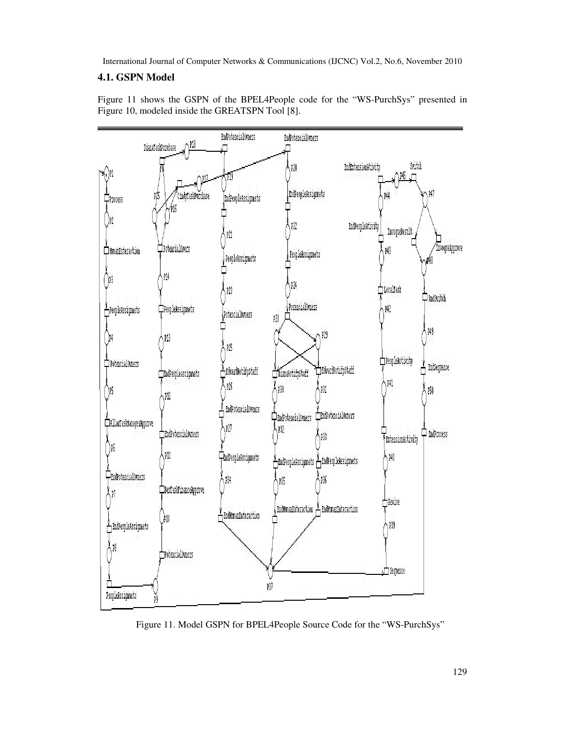## 4.1. GSPN Model

Figure 11 shows the GSPN of the BPEL4People code for the "WS-PurchSys" presented in Figure 10, modeled inside the GREATSPN Tool [8].

Figure 11. Model GSPN for BPEL4People Source Code for the "WS-PurchSys"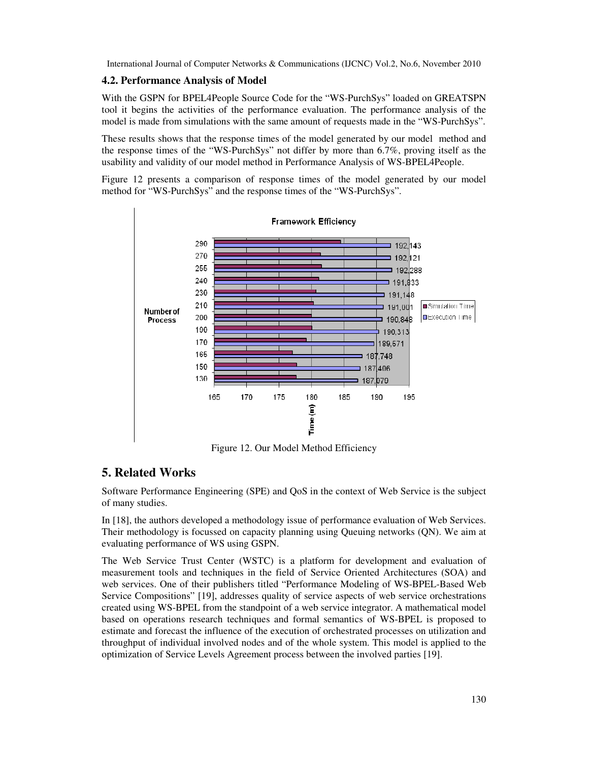### 4.2. Performance Analysis of Model

With the GSPN for BPEL4People Source Code for the "WS-PurchSys" loaded on GREATSPN tool it begins the activities of the performance evaluation. The performance analysis of the model is made from simulations with the same amount of requests made in the "WS-PurchSys".

These results shows that the response times of the model generated by our model method and the response times of the "WS-PurchSys" not differ by more than 6.7%, proving itself as the usability and validity of our model method in Performance Analysis of WS-BPEL4People.

Figure 12 presents a comparison of response times of the model generated by our model method for "WS-PurchSys" and the response times of the "WS-PurchSys".

Figure 12. Our Model Method Efficiency

## 5. Related Works

Software Performance Engineering (SPE) and QoS in the context of Web Service is the subject of many studies.

In [18], the authors developed a methodology issue of performance evaluation of Web Services. Their methodology is focussed on capacity planning using Queuing networks (QN). We aim at evaluating performance of WS using GSPN.

The Web Service Trust Center (WSTC) is a platform for development and evaluation of measurement tools and techniques in the field of Service Oriented Architectures (SOA) and web services. One of their publishers titled "Performance Modeling of WS-BPEL-Based Web Service Compositions" [19], addresses quality of service aspects of web service orchestrations created using WS-BPEL from the standpoint of a web service integrator. A mathematical model based on operations research techniques and formal semantics of WS-BPEL is proposed to estimate and forecast the influence of the execution of orchestrated processes on utilization and throughput of individual involved nodes and of the whole system. This model is applied to the optimization of Service Levels Agreement process between the involved parties [19].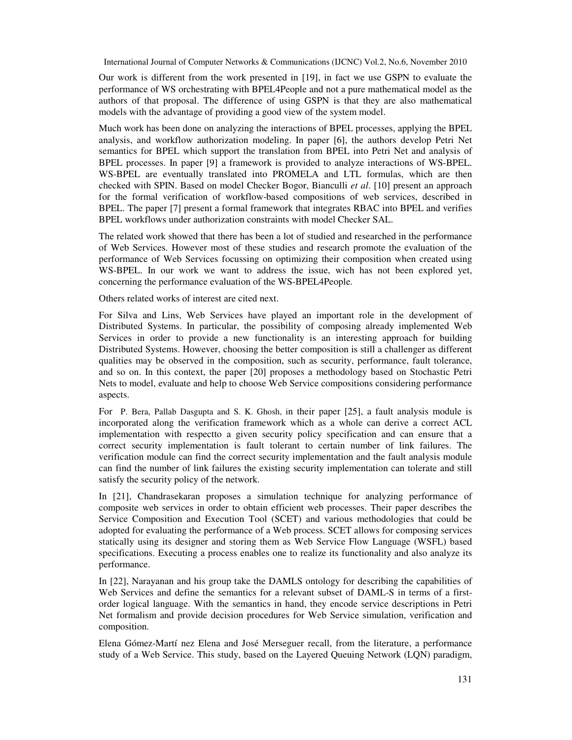Our work is different from the work presented in [19], in fact we use GSPN to evaluate the performance of WS orchestrating with BPEL4People and not a pure mathematical model as the authors of that proposal. The difference of using GSPN is that they are also mathematical models with the advantage of providing a good view of the system model.

Much work has been done on analyzing the interactions of BPEL processes, applying the BPEL analysis, and workflow authorization modeling. In paper [6], the authors develop Petri Net semantics for BPEL which support the translation from BPEL into Petri Net and analysis of BPEL processes. In paper [9] a framework is provided to analyze interactions of WS-BPEL. WS-BPEL are eventually translated into PROMELA and LTL formulas, which are then checked with SPIN. Based on model Checker Bogor, Bianculli *et al*. [10] present an approach for the formal verification of workflow-based compositions of web services, described in BPEL. The paper [7] present a formal framework that integrates RBAC into BPEL and verifies BPEL workflows under authorization constraints with model Checker SAL.

The related work showed that there has been a lot of studied and researched in the performance of Web Services. However most of these studies and research promote the evaluation of the performance of Web Services focussing on optimizing their composition when created using WS-BPEL. In our work we want to address the issue, wich has not been explored yet, concerning the performance evaluation of the WS-BPEL4People.

Others related works of interest are cited next.

For Silva and Lins, Web Services have played an important role in the development of Distributed Systems. In particular, the possibility of composing already implemented Web Services in order to provide a new functionality is an interesting approach for building Distributed Systems. However, choosing the better composition is still a challenger as different qualities may be observed in the composition, such as security, performance, fault tolerance, and so on. In this context, the paper [20] proposes a methodology based on Stochastic Petri Nets to model, evaluate and help to choose Web Service compositions considering performance aspects.

For P. Bera, Pallab Dasgupta and S. K. Ghosh, in their paper [25], a fault analysis module is incorporated along the verification framework which as a whole can derive a correct ACL implementation with respectto a given security policy specification and can ensure that a correct security implementation is fault tolerant to certain number of link failures. The verification module can find the correct security implementation and the fault analysis module can find the number of link failures the existing security implementation can tolerate and still satisfy the security policy of the network.

In [21], Chandrasekaran proposes a simulation technique for analyzing performance of composite web services in order to obtain efficient web processes. Their paper describes the Service Composition and Execution Tool (SCET) and various methodologies that could be adopted for evaluating the performance of a Web process. SCET allows for composing services statically using its designer and storing them as Web Service Flow Language (WSFL) based specifications. Executing a process enables one to realize its functionality and also analyze its performance.

In [22], Narayanan and his group take the DAMLS ontology for describing the capabilities of Web Services and define the semantics for a relevant subset of DAML-S in terms of a first-order logical language. With the semantics in hand, they encode service descriptions in Petri Net formalism and provide decision procedures for Web Service simulation, verification and composition.

Elena Gómez-Martí nez Elena and José Merseguer recall, from the literature, a performance study of a Web Service. This study, based on the Layered Queuing Network (LQN) paradigm,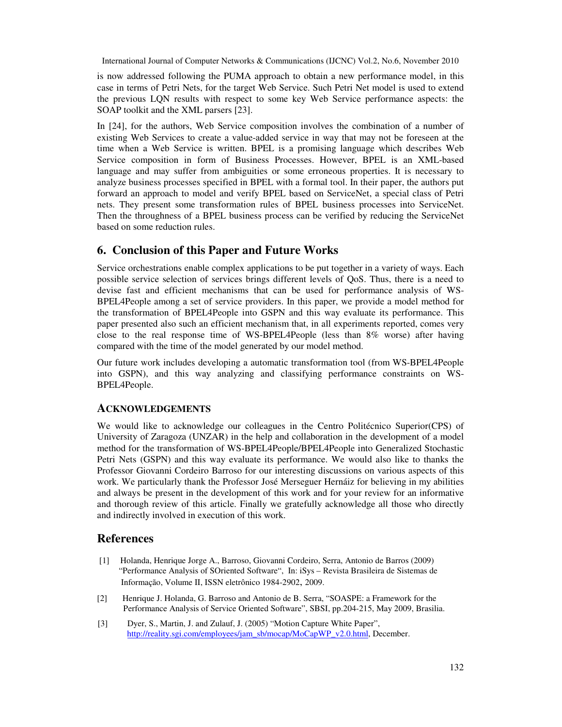is now addressed following the PUMA approach to obtain a new performance model, in this case in terms of Petri Nets, for the target Web Service. Such Petri Net model is used to extend the previous LQN results with respect to some key Web Service performance aspects: the SOAP toolkit and the XML parsers [23].

In [24], for the authors, Web Service composition involves the combination of a number of existing Web Services to create a value-added service in way that may not be foreseen at the time when a Web Service is written. BPEL is a promising language which describes Web Service composition in form of Business Processes. However, BPEL is an XML-based language and may suffer from ambiguities or some erroneous properties. It is necessary to analyze business processes specified in BPEL with a formal tool. In their paper, the authors put forward an approach to model and verify BPEL based on ServiceNet, a special class of Petri nets. They present some transformation rules of BPEL business processes into ServiceNet. Then the throughness of a BPEL business process can be verified by reducing the ServiceNet based on some reduction rules.

## 6. Conclusion of this Paper and Future Works

Service orchestrations enable complex applications to be put together in a variety of ways. Each possible service selection of services brings different levels of QoS. Thus, there is a need to devise fast and efficient mechanisms that can be used for performance analysis of WS-BPEL4People among a set of service providers. In this paper, we provide a model method for the transformation of BPEL4People into GSPN and this way evaluate its performance. This paper presented also such an efficient mechanism that, in all experiments reported, comes very close to the real response time of WS-BPEL4People (less than 8% worse) after having compared with the time of the model generated by our model method.

Our future work includes developing a automatic transformation tool (from WS-BPEL4People into GSPN), and this way analyzing and classifying performance constraints on WS-BPEL4People.

### ACKNOWLEDGEMENTS

We would like to acknowledge our colleagues in the Centro Politécnico Superior(CPS) of University of Zaragoza (UNZAR) in the help and collaboration in the development of a model method for the transformation of WS-BPEL4People/BPEL4People into Generalized Stochastic Petri Nets (GSPN) and this way evaluate its performance. We would also like to thanks the Professor Giovanni Cordeiro Barroso for our interesting discussions on various aspects of this work. We particularly thank the Professor José Merseguer Hernáiz for believing in my abilities and always be present in the development of this work and for your review for an informative and thorough review of this article. Finally we gratefully acknowledge all those who directly and indirectly involved in execution of this work.

## References

[1] Holanda, Henrique Jorge A., Barroso, Giovanni Cordeiro, Serra, Antonio de Barros (2009) "Performance Analysis of SOriented Software", In: iSys – Revista Brasileira de Sistemas de Informação, Volume II, ISSN eletrônico 1984-2902, 2009.

[2] Henrique J. Holanda, G. Barroso and Antonio de B. Serra, "SOASPE: a Framework for the Performance Analysis of Service Oriented Software", SBSI, pp.204-215, May 2009, Brasilia.

[3] Dyer, S., Martin, J. and Zulauf, J. (2005) "Motion Capture White Paper", http://reality.sgi.com/employees/jam_sb/mocap/MoCapWP_v2.0.html, December.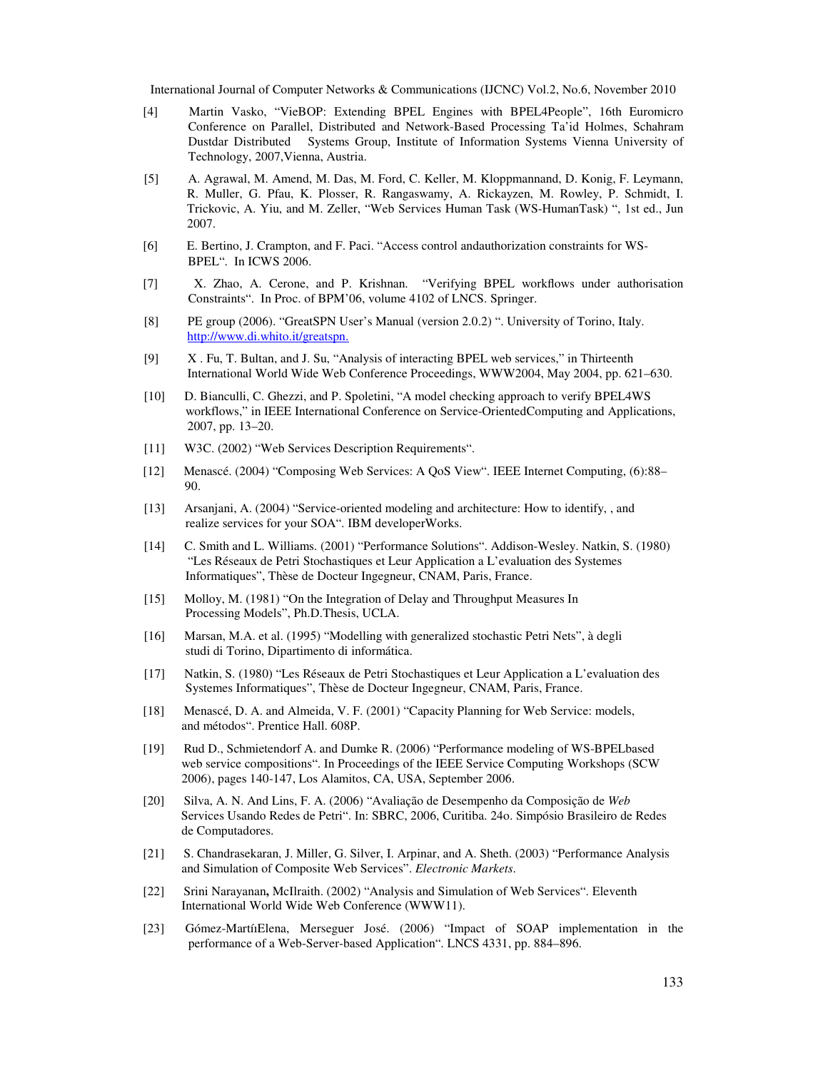[4] Martin Vasko, "VieBOP: Extending BPEL Engines with BPEL4People", 16th Euromicro Conference on Parallel, Distributed and Network-Based Processing Ta'id Holmes, Schahram Dustdar Distributed Systems Group, Institute of Information Systems Vienna University of Technology, 2007,Vienna, Austria.

[5] A. Agrawal, M. Amend, M. Das, M. Ford, C. Keller, M. Kloppmannand, D. Konig, F. Leymann, R. Muller, G. Pfau, K. Plosser, R. Rangaswamy, A. Rickayzen, M. Rowley, P. Schmidt, I. Trickovic, A. Yiu, and M. Zeller, "Web Services Human Task (WS-HumanTask) ", 1st ed., Jun 2007.

[6] E. Bertino, J. Crampton, and F. Paci. "Access control andauthorization constraints for WS-BPEL". In ICWS 2006.

[7] X. Zhao, A. Cerone, and P. Krishnan. "Verifying BPEL workflows under authorisation Constraints". In Proc. of BPM'06, volume 4102 of LNCS. Springer.

[8] PE group (2006). "GreatSPN User's Manual (version 2.0.2) ". University of Torino, Italy. http://www.di.whito.it/greatspn.

[9] X . Fu, T. Bultan, and J. Su, "Analysis of interacting BPEL web services," in Thirteenth International World Wide Web Conference Proceedings, WWW2004, May 2004, pp. 621–630.

[10] D. Bianculli, C. Ghezzi, and P. Spoletini, "A model checking approach to verify BPEL4WS workflows," in IEEE International Conference on Service-OrientedComputing and Applications, 2007, pp. 13–20.

[11] W3C. (2002) "Web Services Description Requirements".

[12] Menascé. (2004) "Composing Web Services: A QoS View". IEEE Internet Computing, (6):88–90.

[13] Arsanjani, A. (2004) "Service-oriented modeling and architecture: How to identify, , and realize services for your SOA". IBM developerWorks.

[14] C. Smith and L. Williams. (2001) "Performance Solutions". Addison-Wesley. Natkin, S. (1980) "Les Réseaux de Petri Stochastiques et Leur Application a L'evaluation des Systemes Informatiques", Thèse de Docteur Ingegneur, CNAM, Paris, France.

[15] Molloy, M. (1981) "On the Integration of Delay and Throughput Measures In Processing Models", Ph.D.Thesis, UCLA.

[16] Marsan, M.A. et al. (1995) "Modelling with generalized stochastic Petri Nets", à degli studi di Torino, Dipartimento di informática.

[17] Natkin, S. (1980) "Les Réseaux de Petri Stochastiques et Leur Application a L'evaluation des Systemes Informatiques", Thèse de Docteur Ingegneur, CNAM, Paris, France.

[18] Menascé, D. A. and Almeida, V. F. (2001) "Capacity Planning for Web Service: models, and métodos". Prentice Hall. 608P.

[19] Rud D., Schmietendorf A. and Dumke R. (2006) "Performance modeling of WS-BPELbased web service compositions". In Proceedings of the IEEE Service Computing Workshops (SCW 2006), pages 140-147, Los Alamitos, CA, USA, September 2006.

[20] Silva, A. N. And Lins, F. A. (2006) "Avaliação de Desempenho da Composição de *Web* Services Usando Redes de Petri". In: SBRC, 2006, Curitiba. 24o. Simpósio Brasileiro de Redes de Computadores.

[21] S. Chandrasekaran, J. Miller, G. Silver, I. Arpinar, and A. Sheth. (2003) "Performance Analysis and Simulation of Composite Web Services". *Electronic Markets*.

[22] Srini Narayanan**,** McIlraith. (2002) "Analysis and Simulation of Web Services". Eleventh International World Wide Web Conference (WWW11).

[23] Gómez-MartíıElena, Merseguer José. (2006) "Impact of SOAP implementation in the performance of a Web-Server-based Application". LNCS 4331, pp. 884–896.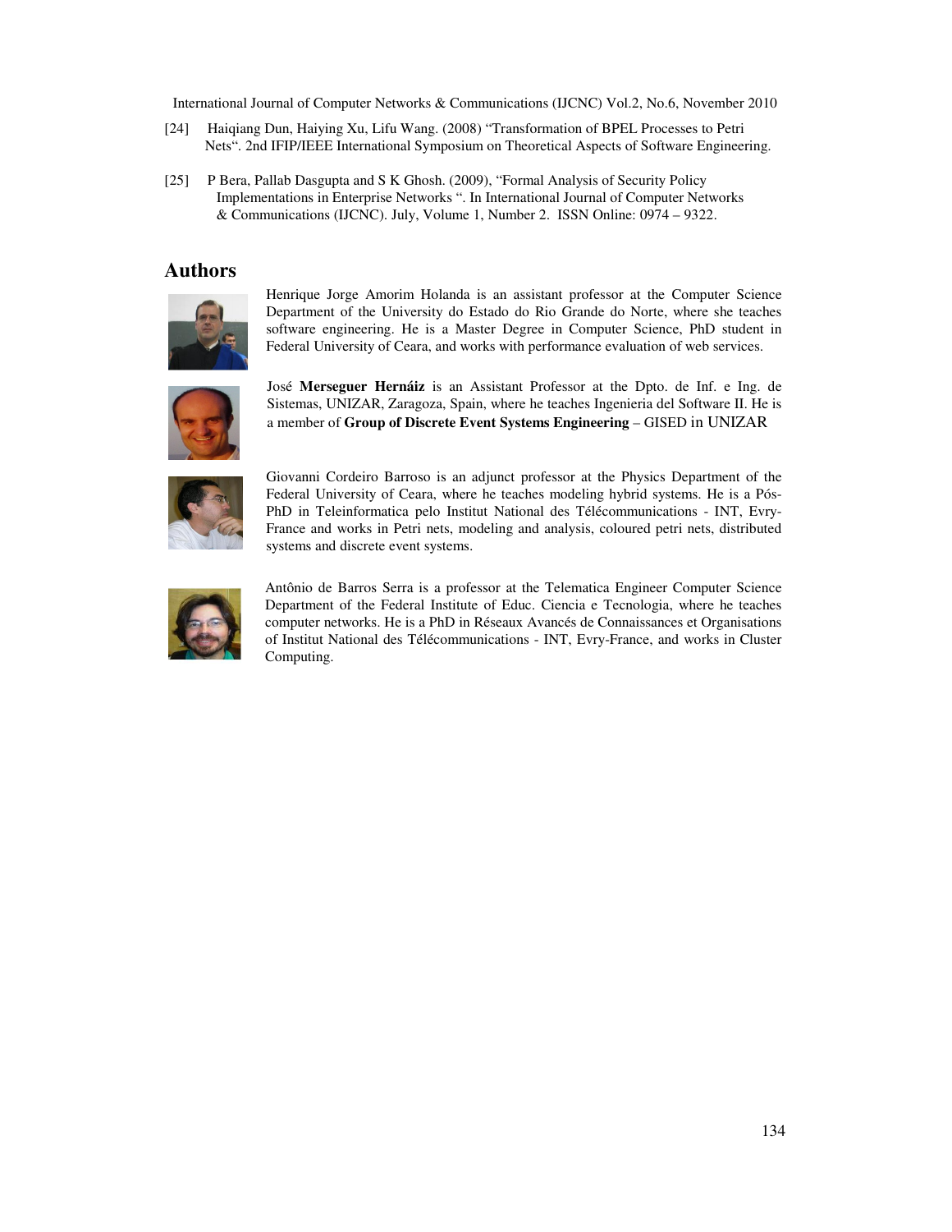[24] Haiqiang Dun, Haiying Xu, Lifu Wang. (2008) "Transformation of BPEL Processes to Petri Nets". 2nd IFIP/IEEE International Symposium on Theoretical Aspects of Software Engineering.

[25] P Bera, Pallab Dasgupta and S K Ghosh. (2009), "Formal Analysis of Security Policy Implementations in Enterprise Networks ". In International Journal of Computer Networks & Communications (IJCNC). July, Volume 1, Number 2. ISSN Online: 0974 – 9322.

## Authors

Henrique Jorge Amorim Holanda is an assistant professor at the Computer Science Department of the University do Estado do Rio Grande do Norte, where she teaches software engineering. He is a Master Degree in Computer Science, PhD student in Federal University of Ceara, and works with performance evaluation of web services.

José **Merseguer Hernáiz** is an Assistant Professor at the Dpto. de Inf. e Ing. de Sistemas, UNIZAR, Zaragoza, Spain, where he teaches Ingenieria del Software II. He is a member of **Group of Discrete Event Systems Engineering** – GISED in UNIZAR

Giovanni Cordeiro Barroso is an adjunct professor at the Physics Department of the Federal University of Ceara, where he teaches modeling hybrid systems. He is a Pós-PhD in Teleinformatica pelo Institut National des Télécommunications - INT, Evry-France and works in Petri nets, modeling and analysis, coloured petri nets, distributed systems and discrete event systems.

Antônio de Barros Serra is a professor at the Telematica Engineer Computer Science Department of the Federal Institute of Educ. Ciencia e Tecnologia, where he teaches computer networks. He is a PhD in Réseaux Avancés de Connaissances et Organisations of Institut National des Télécommunications - INT, Evry-France, and works in Cluster Computing.